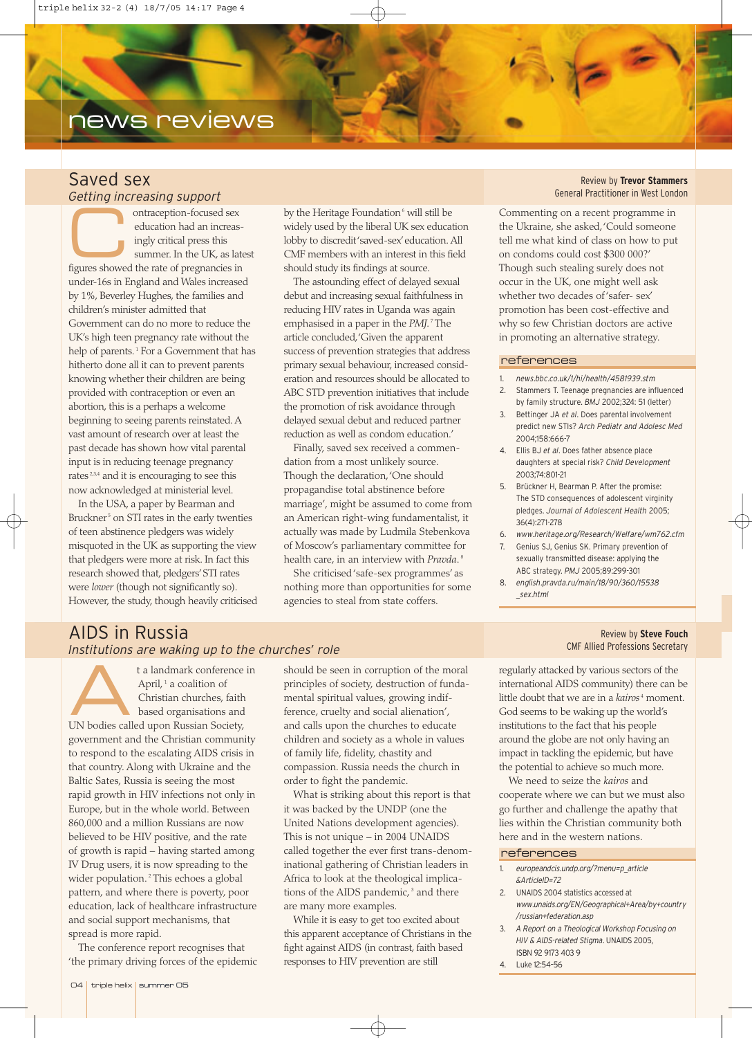# news reviews

## Saved sex

*Getting increasing support*

Review by **Trevor Stammers**
General Practitioner in West London

Contraception-focused sex education had an increasingly critical press this summer. In the UK, as latest figures showed the rate of pregnancies in under-16s in England and Wales increased by 1%, Beverley Hughes, the families and children's minister admitted that Government can do no more to reduce the UK's high teen pregnancy rate without the help of parents.[1] For a Government that has hitherto done all it can to prevent parents knowing whether their children are being provided with contraception or even an abortion, this is a perhaps a welcome beginning to seeing parents reinstated. A vast amount of research over at least the past decade has shown how vital parental input is in reducing teenage pregnancy rates[2,3,4] and it is encouraging to see this now acknowledged at ministerial level.

In the USA, a paper by Bearman and Bruckner[5] on STI rates in the early twenties of teen abstinence pledgers was widely misquoted in the UK as supporting the view that pledgers were more at risk. In fact this research showed that, pledgers' STI rates were *lower* (though not significantly so). However, the study, though heavily criticised by the Heritage Foundation[6] will still be widely used by the liberal UK sex education lobby to discredit 'saved-sex' education. All CMF members with an interest in this field should study its findings at source.

The astounding effect of delayed sexual debut and increasing sexual faithfulness in reducing HIV rates in Uganda was again emphasised in a paper in the *PMJ*.[7] The article concluded, 'Given the apparent success of prevention strategies that address primary sexual behaviour, increased consideration and resources should be allocated to ABC STD prevention initiatives that include the promotion of risk avoidance through delayed sexual debut and reduced partner reduction as well as condom education.'

Finally, saved sex received a commendation from a most unlikely source. Though the declaration, 'One should propagandise total abstinence before marriage', might be assumed to come from an American right-wing fundamentalist, it actually was made by Ludmila Stebenkova of Moscow's parliamentary committee for health care, in an interview with *Pravda*.[8]

She criticised 'safe-sex programmes' as nothing more than opportunities for some agencies to steal from state coffers. Commenting on a recent programme in the Ukraine, she asked, 'Could someone tell me what kind of class on how to put on condoms could cost $300 000?' Though such stealing surely does not occur in the UK, one might well ask whether two decades of 'safer- sex' promotion has been cost-effective and why so few Christian doctors are active in promoting an alternative strategy.

### references

1. *news.bbc.co.uk/1/hi/health/4581939.stm*
2. Stammers T. Teenage pregnancies are influenced by family structure. *BMJ* 2002;324: 51 (letter)
3. Bettinger JA *et al*. Does parental involvement predict new STIs? *Arch Pediatr and Adolesc Med* 2004;158:666-7
4. Ellis BJ *et al*. Does father absence place daughters at special risk? *Child Development* 2003;74:801-21
5. Brückner H, Bearman P. After the promise: The STD consequences of adolescent virginity pledges. *Journal of Adolescent Health* 2005; 36(4):271-278
6. *www.heritage.org/Research/Welfare/wm762.cfm*
7. Genius SJ, Genius SK. Primary prevention of sexually transmitted disease: applying the ABC strategy. *PMJ* 2005;89:299-301
8. *english.pravda.ru/main/18/90/360/15538_sex.html*

## AIDS in Russia

*Institutions are waking up to the churches' role*

Review by **Steve Fouch**
CMF Allied Professions Secretary

At a landmark conference in April,[1] a coalition of Christian churches, faith based organisations and UN bodies called upon Russian Society, government and the Christian community to respond to the escalating AIDS crisis in that country. Along with Ukraine and the Baltic Sates, Russia is seeing the most rapid growth in HIV infections not only in Europe, but in the whole world. Between 860,000 and a million Russians are now believed to be HIV positive, and the rate of growth is rapid – having started among IV Drug users, it is now spreading to the wider population.[2] This echoes a global pattern, and where there is poverty, poor education, lack of healthcare infrastructure and social support mechanisms, that spread is more rapid.

The conference report recognises that 'the primary driving forces of the epidemic should be seen in corruption of the moral principles of society, destruction of fundamental spiritual values, growing indifference, cruelty and social alienation', and calls upon the churches to educate children and society as a whole in values of family life, fidelity, chastity and compassion. Russia needs the church in order to fight the pandemic.

What is striking about this report is that it was backed by the UNDP (one the United Nations development agencies). This is not unique – in 2004 UNAIDS called together the ever first trans-denominational gathering of Christian leaders in Africa to look at the theological implications of the AIDS pandemic,[3] and there are many more examples.

While it is easy to get too excited about this apparent acceptance of Christians in the fight against AIDS (in contrast, faith based responses to HIV prevention are still regularly attacked by various sectors of the international AIDS community) there can be little doubt that we are in a *kairos*[4] moment. God seems to be waking up the world's institutions to the fact that his people around the globe are not only having an impact in tackling the epidemic, but have the potential to achieve so much more.

We need to seize the *kairos* and cooperate where we can but we must also go further and challenge the apathy that lies within the Christian community both here and in the western nations.

### references

1. *europeandcis.undp.org/?menu=p_article&ArticleID=72*
2. UNAIDS 2004 statistics accessed at *www.unaids.org/EN/Geographical+Area/by+country/russian+federation.asp*
3. *A Report on a Theological Workshop Focusing on HIV & AIDS-related Stigma*. UNAIDS 2005, ISBN 92 9173 403 9
4. Luke 12:54-56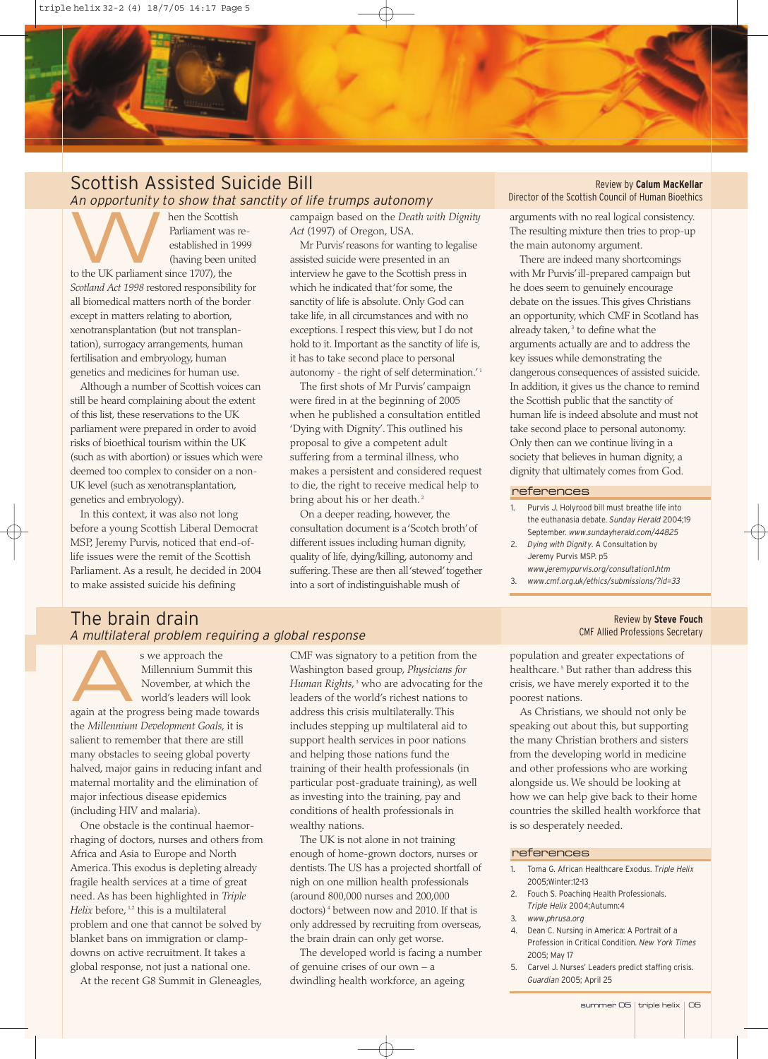## Scottish Assisted Suicide Bill

*An opportunity to show that sanctity of life trumps autonomy*

Review by **Calum MacKellar**
Director of the Scottish Council of Human Bioethics

When the Scottish Parliament was re-established in 1999 (having been united to the UK parliament since 1707), the *Scotland Act 1998* restored responsibility for all biomedical matters north of the border except in matters relating to abortion, xenotransplantation (but not transplantation), surrogacy arrangements, human fertilisation and embryology, human genetics and medicines for human use.

Although a number of Scottish voices can still be heard complaining about the extent of this list, these reservations to the UK parliament were prepared in order to avoid risks of bioethical tourism within the UK (such as with abortion) or issues which were deemed too complex to consider on a non-UK level (such as xenotransplantation, genetics and embryology).

In this context, it was also not long before a young Scottish Liberal Democrat MSP, Jeremy Purvis, noticed that end-of-life issues were the remit of the Scottish Parliament. As a result, he decided in 2004 to make assisted suicide his defining campaign based on the *Death with Dignity Act* (1997) of Oregon, USA.

Mr Purvis' reasons for wanting to legalise assisted suicide were presented in an interview he gave to the Scottish press in which he indicated that 'for some, the sanctity of life is absolute. Only God can take life, in all circumstances and with no exceptions. I respect this view, but I do not hold to it. Important as the sanctity of life is, it has to take second place to personal autonomy - the right of self determination.'[1]

The first shots of Mr Purvis' campaign were fired in at the beginning of 2005 when he published a consultation entitled 'Dying with Dignity'. This outlined his proposal to give a competent adult suffering from a terminal illness, who makes a persistent and considered request to die, the right to receive medical help to bring about his or her death.[2]

On a deeper reading, however, the consultation document is a 'Scotch broth' of different issues including human dignity, quality of life, dying/killing, autonomy and suffering. These are then all 'stewed' together into a sort of indistinguishable mush of arguments with no real logical consistency. The resulting mixture then tries to prop-up the main autonomy argument.

There are indeed many shortcomings with Mr Purvis' ill-prepared campaign but he does seem to genuinely encourage debate on the issues. This gives Christians an opportunity, which CMF in Scotland has already taken,[3] to define what the arguments actually are and to address the key issues while demonstrating the dangerous consequences of assisted suicide. In addition, it gives us the chance to remind the Scottish public that the sanctity of human life is indeed absolute and must not take second place to personal autonomy. Only then can we continue living in a society that believes in human dignity, a dignity that ultimately comes from God.

### references

1. Purvis J. Holyrood bill must breathe life into the euthanasia debate. *Sunday Herald* 2004;19 September. *www.sundayherald.com/44825*
2. *Dying with Dignity*. A Consultation by Jeremy Purvis MSP. p5 *www.jeremypurvis.org/consultation1.htm*
3. *www.cmf.org.uk/ethics/submissions/?id=33*

## The brain drain

*A multilateral problem requiring a global response*

Review by **Steve Fouch**
CMF Allied Professions Secretary

As we approach the Millennium Summit this November, at which the world's leaders will look again at the progress being made towards the *Millennium Development Goals*, it is salient to remember that there are still many obstacles to seeing global poverty halved, major gains in reducing infant and maternal mortality and the elimination of major infectious disease epidemics (including HIV and malaria).

One obstacle is the continual haemorrhaging of doctors, nurses and others from Africa and Asia to Europe and North America. This exodus is depleting already fragile health services at a time of great need. As has been highlighted in *Triple Helix* before,[1,2] this is a multilateral problem and one that cannot be solved by blanket bans on immigration or clamp-downs on active recruitment. It takes a global response, not just a national one.

At the recent G8 Summit in Gleneagles, CMF was signatory to a petition from the Washington based group, *Physicians for Human Rights*,[3] who are advocating for the leaders of the world's richest nations to address this crisis multilaterally. This includes stepping up multilateral aid to support health services in poor nations and helping those nations fund the training of their health professionals (in particular post-graduate training), as well as investing into the training, pay and conditions of health professionals in wealthy nations.

The UK is not alone in not training enough of home-grown doctors, nurses or dentists. The US has a projected shortfall of nigh on one million health professionals (around 800,000 nurses and 200,000 doctors)[4] between now and 2010. If that is only addressed by recruiting from overseas, the brain drain can only get worse.

The developed world is facing a number of genuine crises of our own – a dwindling health workforce, an ageing population and greater expectations of healthcare.[5] But rather than address this crisis, we have merely exported it to the poorest nations.

As Christians, we should not only be speaking out about this, but supporting the many Christian brothers and sisters from the developing world in medicine and other professions who are working alongside us. We should be looking at how we can help give back to their home countries the skilled health workforce that is so desperately needed.

### references

1. Toma G. African Healthcare Exodus. *Triple Helix* 2005;Winter:12-13
2. Fouch S. Poaching Health Professionals. *Triple Helix* 2004;Autumn:4
3. *www.phrusa.org*
4. Dean C. Nursing in America: A Portrait of a Profession in Critical Condition. *New York Times* 2005; May 17
5. Carvel J. Nurses' Leaders predict staffing crisis. *Guardian* 2005; April 25